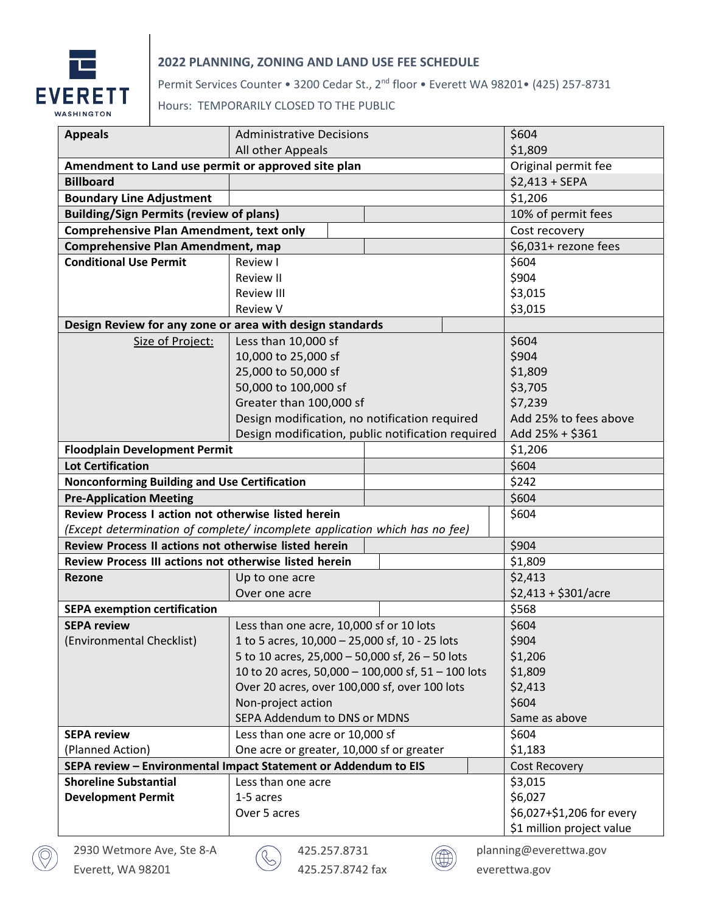## 2022 PLANNING, ZONING AND LAND USE FEE SCHEDULE

Permit Services Counter • 3200 Cedar St., 2nd floor • Everett WA 98201• (425) 257-8731

Hours: TEMPORARILY CLOSED TO THE PUBLIC

| | | |
|---|---|---|
| **Appeals** | Administrative Decisions | $604 |
| | All other Appeals | $1,809 |
| **Amendment to Land use permit or approved site plan** | | Original permit fee |
| **Billboard** | | $2,413 + SEPA |
| **Boundary Line Adjustment** | | $1,206 |
| **Building/Sign Permits (review of plans)** | | 10% of permit fees |
| **Comprehensive Plan Amendment, text only** | | Cost recovery |
| **Comprehensive Plan Amendment, map** | | $6,031+ rezone fees |
| **Conditional Use Permit** | Review I | $604 |
| | Review II | $904 |
| | Review III | $3,015 |
| | Review V | $3,015 |
| **Design Review for any zone or area with design standards** | | |
| Size of Project: | Less than 10,000 sf | $604 |
| | 10,000 to 25,000 sf | $904 |
| | 25,000 to 50,000 sf | $1,809 |
| | 50,000 to 100,000 sf | $3,705 |
| | Greater than 100,000 sf | $7,239 |
| | Design modification, no notification required | Add 25% to fees above |
| | Design modification, public notification required | Add 25% + $361 |
| **Floodplain Development Permit** | | $1,206 |
| **Lot Certification** | | $604 |
| **Nonconforming Building and Use Certification** | | $242 |
| **Pre-Application Meeting** | | $604 |
| **Review Process I action not otherwise listed herein** *(Except determination of complete/ incomplete application which has no fee)* | | $604 |
| **Review Process II actions not otherwise listed herein** | | $904 |
| **Review Process III actions not otherwise listed herein** | | $1,809 |
| **Rezone** | Up to one acre | $2,413 |
| | Over one acre | $2,413 + $301/acre |
| **SEPA exemption certification** | | $568 |
| **SEPA review** (Environmental Checklist) | Less than one acre, 10,000 sf or 10 lots | $604 |
| | 1 to 5 acres, 10,000 – 25,000 sf, 10 - 25 lots | $904 |
| | 5 to 10 acres, 25,000 – 50,000 sf, 26 – 50 lots | $1,206 |
| | 10 to 20 acres, 50,000 – 100,000 sf, 51 – 100 lots | $1,809 |
| | Over 20 acres, over 100,000 sf, over 100 lots | $2,413 |
| | Non-project action | $604 |
| | SEPA Addendum to DNS or MDNS | Same as above |
| **SEPA review** (Planned Action) | Less than one acre or 10,000 sf | $604 |
| | One acre or greater, 10,000 sf or greater | $1,183 |
| **SEPA review – Environmental Impact Statement or Addendum to EIS** | | Cost Recovery |
| **Shoreline Substantial Development Permit** | Less than one acre | $3,015 |
| | 1-5 acres | $6,027 |
| | Over 5 acres | $6,027+$1,206 for every $1 million project value |

2930 Wetmore Ave, Ste 8-A
Everett, WA 98201

425.257.8731
425.257.8742 fax

planning@everettwa.gov
everettwa.gov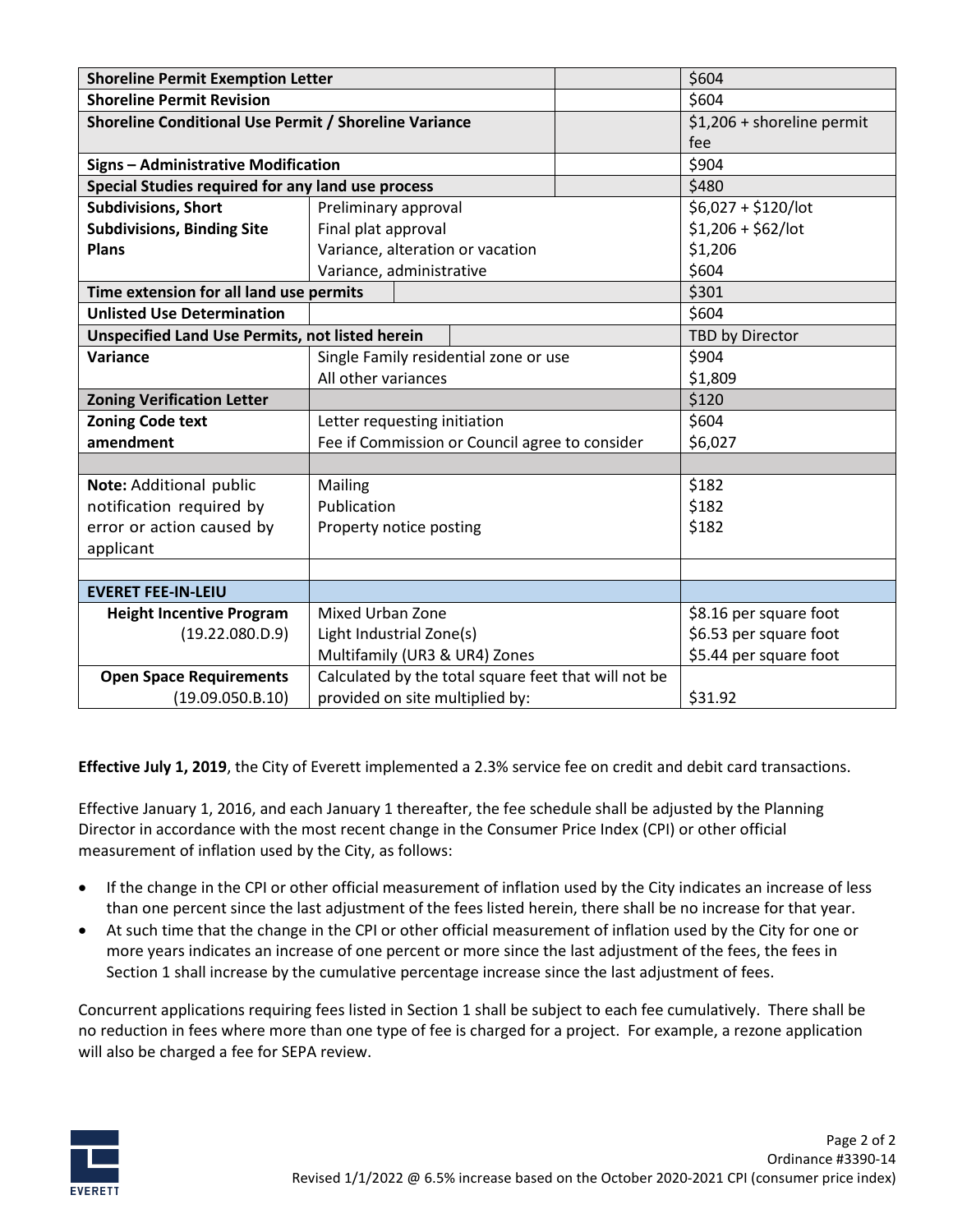| | | |
|---|---|---|
| **Shoreline Permit Exemption Letter** | | $604 |
| **Shoreline Permit Revision** | | $604 |
| **Shoreline Conditional Use Permit / Shoreline Variance** | | $1,206 + shoreline permit fee |
| **Signs – Administrative Modification** | | $904 |
| **Special Studies required for any land use process** | | $480 |
| **Subdivisions, Short Subdivisions, Binding Site Plans** | Preliminary approval | $6,027 + $120/lot |
| | Final plat approval | $1,206 + $62/lot |
| | Variance, alteration or vacation | $1,206 |
| | Variance, administrative | $604 |
| **Time extension for all land use permits** | | $301 |
| **Unlisted Use Determination** | | $604 |
| **Unspecified Land Use Permits, not listed herein** | | TBD by Director |
| **Variance** | Single Family residential zone or use | $904 |
| | All other variances | $1,809 |
| **Zoning Verification Letter** | | $120 |
| **Zoning Code text amendment** | Letter requesting initiation | $604 |
| | Fee if Commission or Council agree to consider | $6,027 |
| | | |
| **Note:** Additional public notification required by error or action caused by applicant | Mailing | $182 |
| | Publication | $182 |
| | Property notice posting | $182 |
| | | |
| **EVERET FEE-IN-LEIU** | | |
| **Height Incentive Program** (19.22.080.D.9) | Mixed Urban Zone | $8.16 per square foot |
| | Light Industrial Zone(s) | $6.53 per square foot |
| | Multifamily (UR3 & UR4) Zones | $5.44 per square foot |
| **Open Space Requirements** (19.09.050.B.10) | Calculated by the total square feet that will not be provided on site multiplied by: | $31.92 |

**Effective July 1, 2019**, the City of Everett implemented a 2.3% service fee on credit and debit card transactions.

Effective January 1, 2016, and each January 1 thereafter, the fee schedule shall be adjusted by the Planning Director in accordance with the most recent change in the Consumer Price Index (CPI) or other official measurement of inflation used by the City, as follows:

- If the change in the CPI or other official measurement of inflation used by the City indicates an increase of less than one percent since the last adjustment of the fees listed herein, there shall be no increase for that year.
- At such time that the change in the CPI or other official measurement of inflation used by the City for one or more years indicates an increase of one percent or more since the last adjustment of the fees, the fees in Section 1 shall increase by the cumulative percentage increase since the last adjustment of fees.

Concurrent applications requiring fees listed in Section 1 shall be subject to each fee cumulatively. There shall be no reduction in fees where more than one type of fee is charged for a project. For example, a rezone application will also be charged a fee for SEPA review.

Ordinance #3390-14
Revised 1/1/2022 @ 6.5% increase based on the October 2020-2021 CPI (consumer price index)